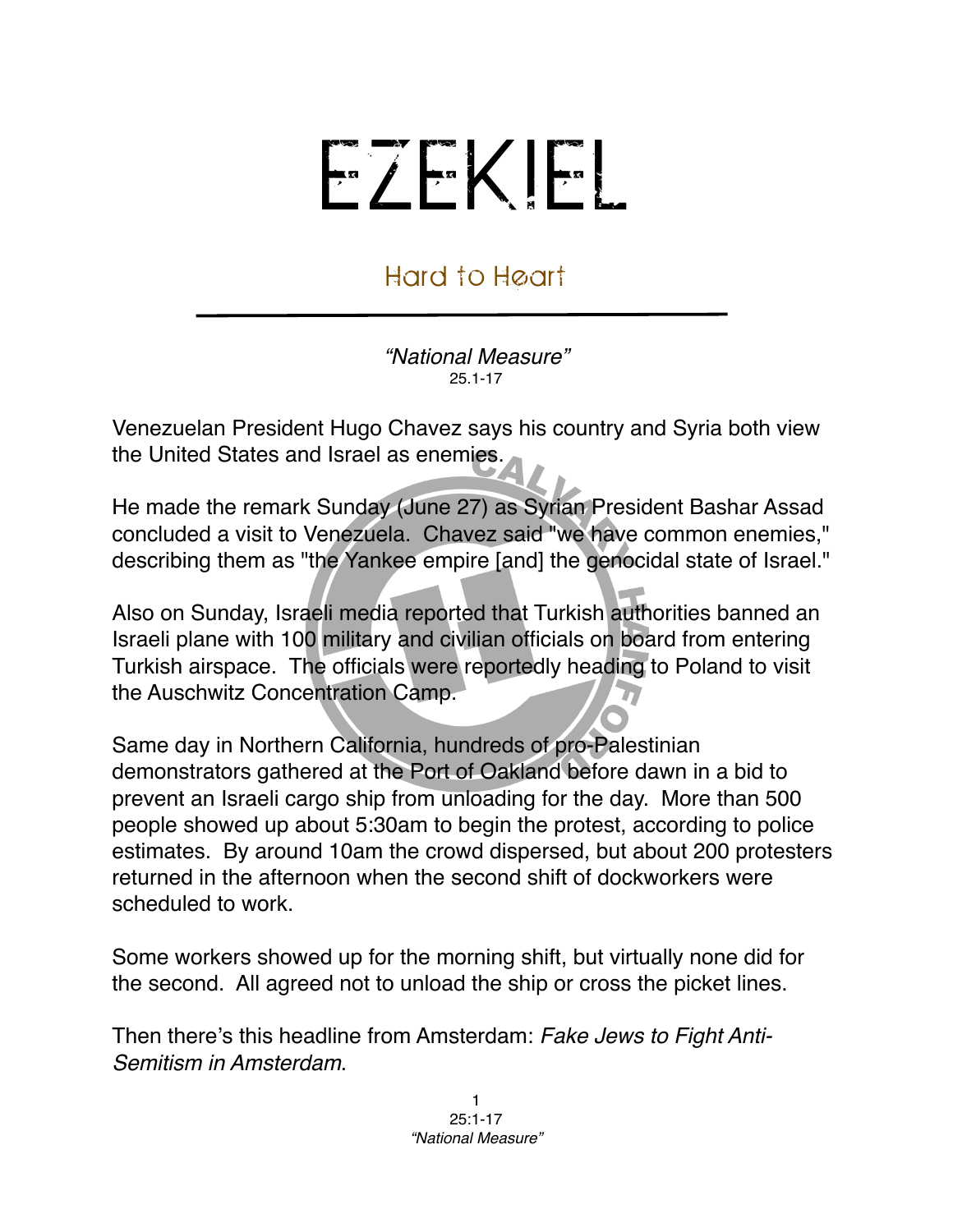# EZEKIEL

## Hard to Heart

*"National Measure"*
25.1-17

Venezuelan President Hugo Chavez says his country and Syria both view the United States and Israel as enemies.

He made the remark Sunday (June 27) as Syrian President Bashar Assad concluded a visit to Venezuela. Chavez said "we have common enemies," describing them as "the Yankee empire [and] the genocidal state of Israel."

Also on Sunday, Israeli media reported that Turkish authorities banned an Israeli plane with 100 military and civilian officials on board from entering Turkish airspace. The officials were reportedly heading to Poland to visit the Auschwitz Concentration Camp.

Same day in Northern California, hundreds of pro-Palestinian demonstrators gathered at the Port of Oakland before dawn in a bid to prevent an Israeli cargo ship from unloading for the day. More than 500 people showed up about 5:30am to begin the protest, according to police estimates. By around 10am the crowd dispersed, but about 200 protesters returned in the afternoon when the second shift of dockworkers were scheduled to work.

Some workers showed up for the morning shift, but virtually none did for the second. All agreed not to unload the ship or cross the picket lines.

Then there's this headline from Amsterdam: *Fake Jews to Fight Anti-Semitism in Amsterdam*.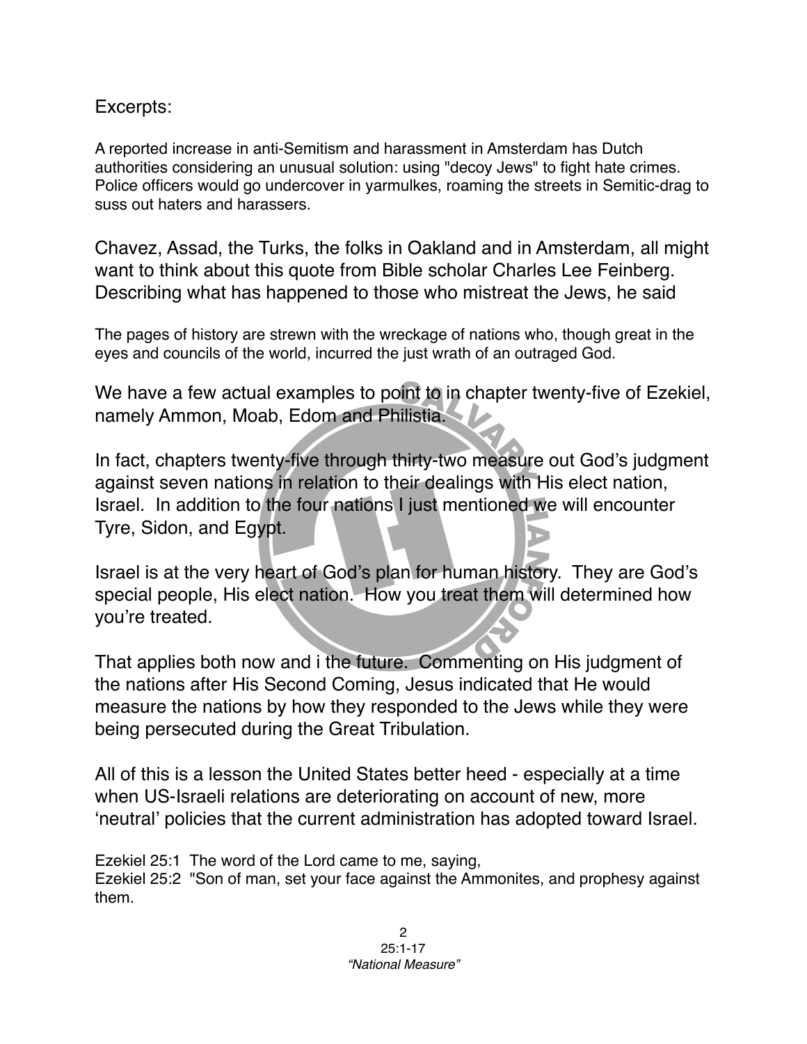Excerpts:

A reported increase in anti-Semitism and harassment in Amsterdam has Dutch authorities considering an unusual solution: using "decoy Jews" to fight hate crimes. Police officers would go undercover in yarmulkes, roaming the streets in Semitic-drag to suss out haters and harassers.

Chavez, Assad, the Turks, the folks in Oakland and in Amsterdam, all might want to think about this quote from Bible scholar Charles Lee Feinberg. Describing what has happened to those who mistreat the Jews, he said

The pages of history are strewn with the wreckage of nations who, though great in the eyes and councils of the world, incurred the just wrath of an outraged God.

We have a few actual examples to point to in chapter twenty-five of Ezekiel, namely Ammon, Moab, Edom and Philistia.

In fact, chapters twenty-five through thirty-two measure out God's judgment against seven nations in relation to their dealings with His elect nation, Israel. In addition to the four nations I just mentioned we will encounter Tyre, Sidon, and Egypt.

Israel is at the very heart of God's plan for human history. They are God's special people, His elect nation. How you treat them will determined how you're treated.

That applies both now and i the future. Commenting on His judgment of the nations after His Second Coming, Jesus indicated that He would measure the nations by how they responded to the Jews while they were being persecuted during the Great Tribulation.

All of this is a lesson the United States better heed - especially at a time when US-Israeli relations are deteriorating on account of new, more 'neutral' policies that the current administration has adopted toward Israel.

Ezekiel 25:1 The word of the Lord came to me, saying,
Ezekiel 25:2 "Son of man, set your face against the Ammonites, and prophesy against them.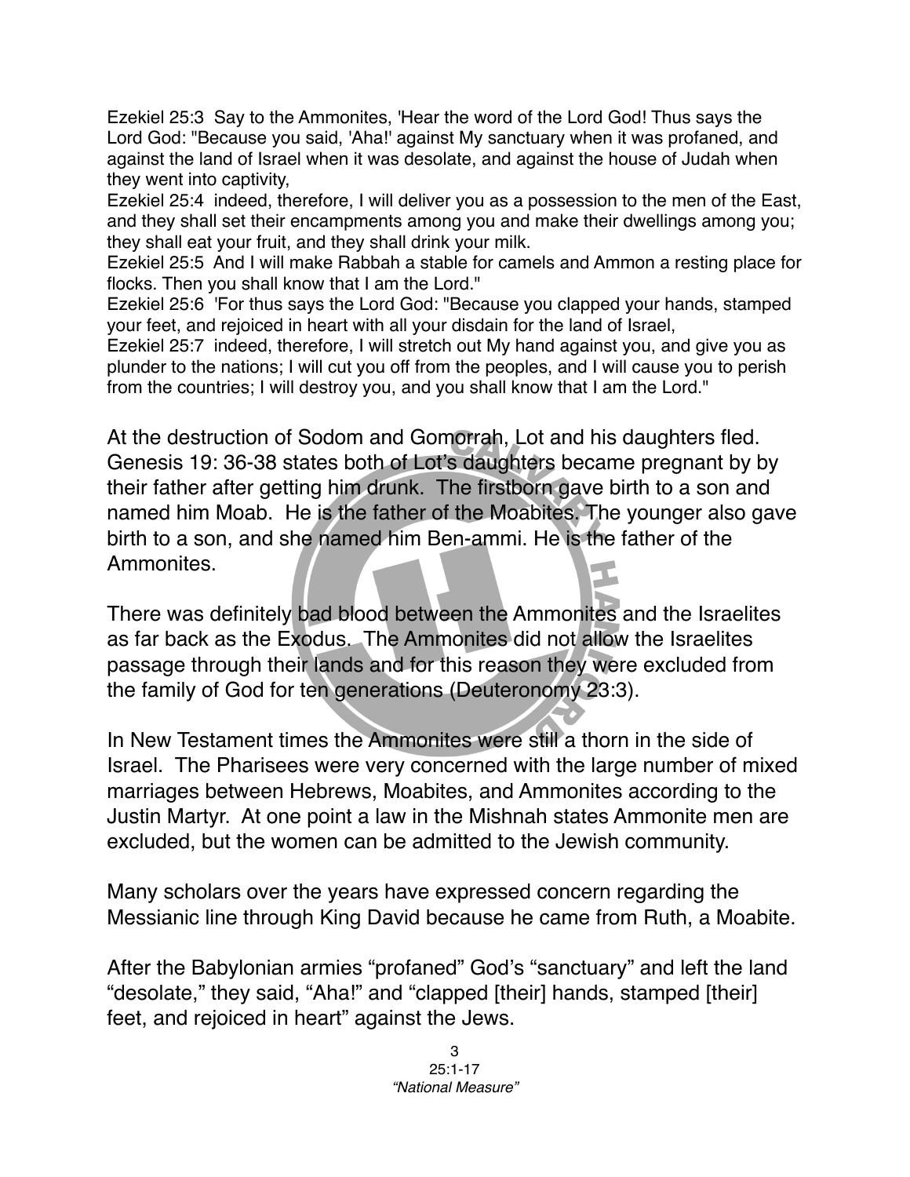Ezekiel 25:3 Say to the Ammonites, 'Hear the word of the Lord God! Thus says the Lord God: "Because you said, 'Aha!' against My sanctuary when it was profaned, and against the land of Israel when it was desolate, and against the house of Judah when they went into captivity,

Ezekiel 25:4 indeed, therefore, I will deliver you as a possession to the men of the East, and they shall set their encampments among you and make their dwellings among you; they shall eat your fruit, and they shall drink your milk.

Ezekiel 25:5 And I will make Rabbah a stable for camels and Ammon a resting place for flocks. Then you shall know that I am the Lord."

Ezekiel 25:6 'For thus says the Lord God: "Because you clapped your hands, stamped your feet, and rejoiced in heart with all your disdain for the land of Israel,

Ezekiel 25:7 indeed, therefore, I will stretch out My hand against you, and give you as plunder to the nations; I will cut you off from the peoples, and I will cause you to perish from the countries; I will destroy you, and you shall know that I am the Lord."

At the destruction of Sodom and Gomorrah, Lot and his daughters fled. Genesis 19: 36-38 states both of Lot's daughters became pregnant by by their father after getting him drunk. The firstborn gave birth to a son and named him Moab. He is the father of the Moabites. The younger also gave birth to a son, and she named him Ben-ammi. He is the father of the Ammonites.

There was definitely bad blood between the Ammonites and the Israelites as far back as the Exodus. The Ammonites did not allow the Israelites passage through their lands and for this reason they were excluded from the family of God for ten generations (Deuteronomy 23:3).

In New Testament times the Ammonites were still a thorn in the side of Israel. The Pharisees were very concerned with the large number of mixed marriages between Hebrews, Moabites, and Ammonites according to the Justin Martyr. At one point a law in the Mishnah states Ammonite men are excluded, but the women can be admitted to the Jewish community.

Many scholars over the years have expressed concern regarding the Messianic line through King David because he came from Ruth, a Moabite.

After the Babylonian armies "profaned" God's "sanctuary" and left the land "desolate," they said, "Aha!" and "clapped [their] hands, stamped [their] feet, and rejoiced in heart" against the Jews.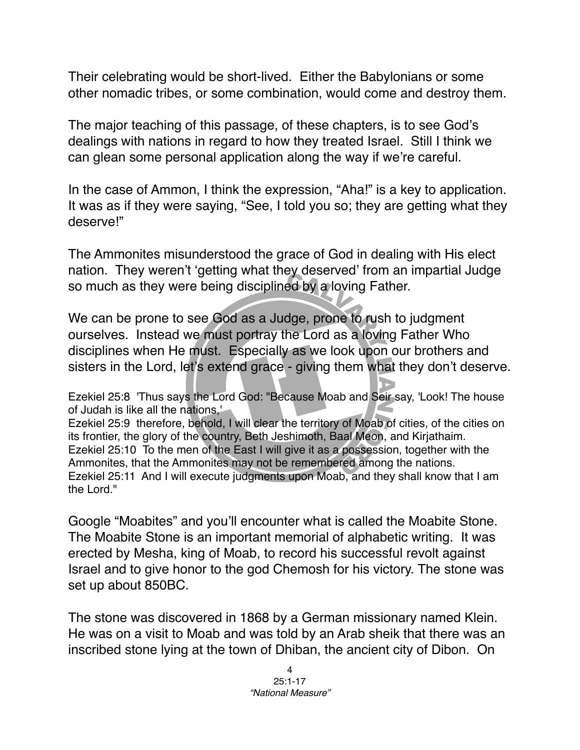Their celebrating would be short-lived. Either the Babylonians or some other nomadic tribes, or some combination, would come and destroy them.

The major teaching of this passage, of these chapters, is to see God's dealings with nations in regard to how they treated Israel. Still I think we can glean some personal application along the way if we're careful.

In the case of Ammon, I think the expression, "Aha!" is a key to application. It was as if they were saying, "See, I told you so; they are getting what they deserve!"

The Ammonites misunderstood the grace of God in dealing with His elect nation. They weren't 'getting what they deserved' from an impartial Judge so much as they were being disciplined by a loving Father.

We can be prone to see God as a Judge, prone to rush to judgment ourselves. Instead we must portray the Lord as a loving Father Who disciplines when He must. Especially as we look upon our brothers and sisters in the Lord, let's extend grace - giving them what they don't deserve.

Ezekiel 25:8 'Thus says the Lord God: "Because Moab and Seir say, 'Look! The house of Judah is like all the nations,'
Ezekiel 25:9 therefore, behold, I will clear the territory of Moab of cities, of the cities on its frontier, the glory of the country, Beth Jeshimoth, Baal Meon, and Kirjathaim.
Ezekiel 25:10 To the men of the East I will give it as a possession, together with the Ammonites, that the Ammonites may not be remembered among the nations.
Ezekiel 25:11 And I will execute judgments upon Moab, and they shall know that I am the Lord."

Google "Moabites" and you'll encounter what is called the Moabite Stone. The Moabite Stone is an important memorial of alphabetic writing. It was erected by Mesha, king of Moab, to record his successful revolt against Israel and to give honor to the god Chemosh for his victory. The stone was set up about 850BC.

The stone was discovered in 1868 by a German missionary named Klein. He was on a visit to Moab and was told by an Arab sheik that there was an inscribed stone lying at the town of Dhiban, the ancient city of Dibon. On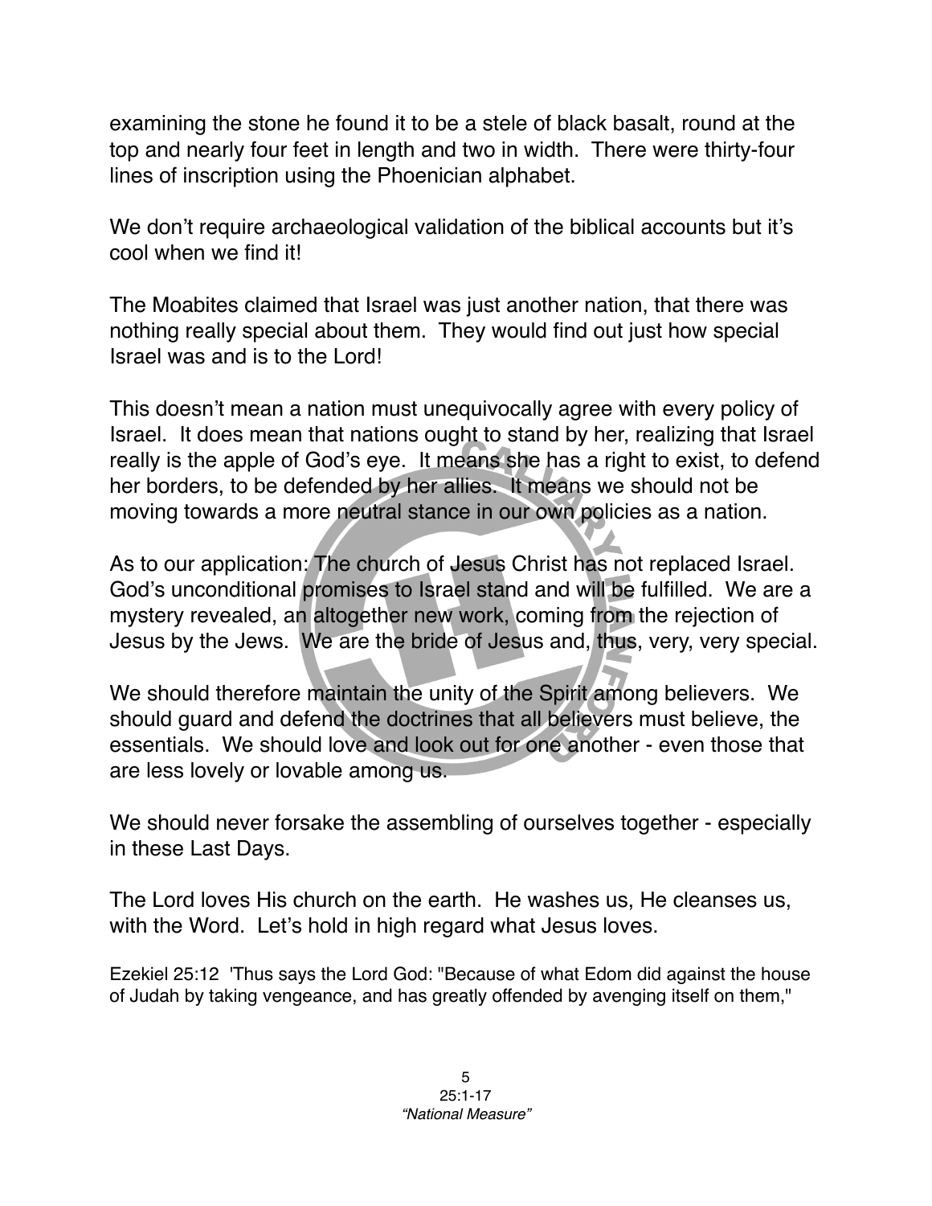examining the stone he found it to be a stele of black basalt, round at the top and nearly four feet in length and two in width. There were thirty-four lines of inscription using the Phoenician alphabet.

We don't require archaeological validation of the biblical accounts but it's cool when we find it!

The Moabites claimed that Israel was just another nation, that there was nothing really special about them. They would find out just how special Israel was and is to the Lord!

This doesn't mean a nation must unequivocally agree with every policy of Israel. It does mean that nations ought to stand by her, realizing that Israel really is the apple of God's eye. It means she has a right to exist, to defend her borders, to be defended by her allies. It means we should not be moving towards a more neutral stance in our own policies as a nation.

As to our application: The church of Jesus Christ has not replaced Israel. God's unconditional promises to Israel stand and will be fulfilled. We are a mystery revealed, an altogether new work, coming from the rejection of Jesus by the Jews. We are the bride of Jesus and, thus, very, very special.

We should therefore maintain the unity of the Spirit among believers. We should guard and defend the doctrines that all believers must believe, the essentials. We should love and look out for one another - even those that are less lovely or lovable among us.

We should never forsake the assembling of ourselves together - especially in these Last Days.

The Lord loves His church on the earth. He washes us, He cleanses us, with the Word. Let's hold in high regard what Jesus loves.

Ezekiel 25:12 'Thus says the Lord God: "Because of what Edom did against the house of Judah by taking vengeance, and has greatly offended by avenging itself on them,"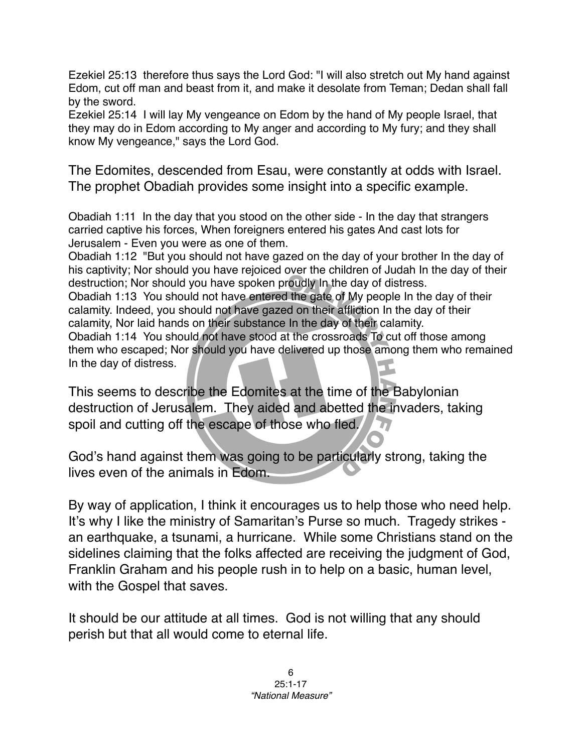Ezekiel 25:13 therefore thus says the Lord God: "I will also stretch out My hand against Edom, cut off man and beast from it, and make it desolate from Teman; Dedan shall fall by the sword.
Ezekiel 25:14 I will lay My vengeance on Edom by the hand of My people Israel, that they may do in Edom according to My anger and according to My fury; and they shall know My vengeance," says the Lord God.

The Edomites, descended from Esau, were constantly at odds with Israel. The prophet Obadiah provides some insight into a specific example.

Obadiah 1:11 In the day that you stood on the other side - In the day that strangers carried captive his forces, When foreigners entered his gates And cast lots for Jerusalem - Even you were as one of them.
Obadiah 1:12 "But you should not have gazed on the day of your brother In the day of his captivity; Nor should you have rejoiced over the children of Judah In the day of their destruction; Nor should you have spoken proudly In the day of distress.
Obadiah 1:13 You should not have entered the gate of My people In the day of their calamity. Indeed, you should not have gazed on their affliction In the day of their calamity, Nor laid hands on their substance In the day of their calamity.
Obadiah 1:14 You should not have stood at the crossroads To cut off those among them who escaped; Nor should you have delivered up those among them who remained In the day of distress.

This seems to describe the Edomites at the time of the Babylonian destruction of Jerusalem. They aided and abetted the invaders, taking spoil and cutting off the escape of those who fled.

God's hand against them was going to be particularly strong, taking the lives even of the animals in Edom.

By way of application, I think it encourages us to help those who need help. It's why I like the ministry of Samaritan's Purse so much. Tragedy strikes - an earthquake, a tsunami, a hurricane. While some Christians stand on the sidelines claiming that the folks affected are receiving the judgment of God, Franklin Graham and his people rush in to help on a basic, human level, with the Gospel that saves.

It should be our attitude at all times. God is not willing that any should perish but that all would come to eternal life.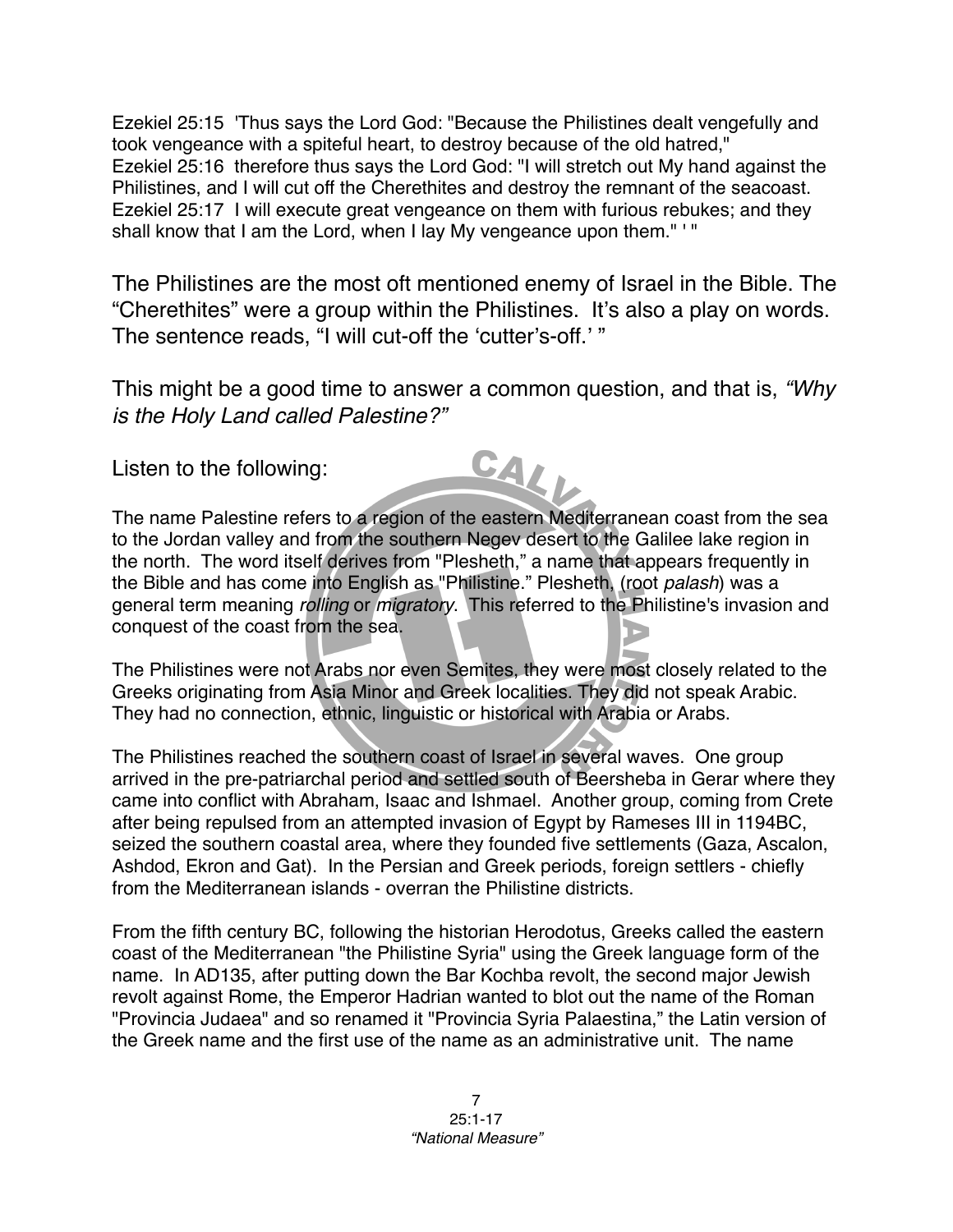Ezekiel 25:15 'Thus says the Lord God: "Because the Philistines dealt vengefully and took vengeance with a spiteful heart, to destroy because of the old hatred,"
Ezekiel 25:16 therefore thus says the Lord God: "I will stretch out My hand against the Philistines, and I will cut off the Cherethites and destroy the remnant of the seacoast.
Ezekiel 25:17 I will execute great vengeance on them with furious rebukes; and they shall know that I am the Lord, when I lay My vengeance upon them." ' "

The Philistines are the most oft mentioned enemy of Israel in the Bible. The "Cherethites" were a group within the Philistines. It's also a play on words. The sentence reads, "I will cut-off the 'cutter's-off.' "

This might be a good time to answer a common question, and that is, *"Why is the Holy Land called Palestine?"*

Listen to the following:

The name Palestine refers to a region of the eastern Mediterranean coast from the sea to the Jordan valley and from the southern Negev desert to the Galilee lake region in the north. The word itself derives from "Plesheth," a name that appears frequently in the Bible and has come into English as "Philistine." Plesheth, (root *palash*) was a general term meaning *rolling* or *migratory*. This referred to the Philistine's invasion and conquest of the coast from the sea.

The Philistines were not Arabs nor even Semites, they were most closely related to the Greeks originating from Asia Minor and Greek localities. They did not speak Arabic. They had no connection, ethnic, linguistic or historical with Arabia or Arabs.

The Philistines reached the southern coast of Israel in several waves. One group arrived in the pre-patriarchal period and settled south of Beersheba in Gerar where they came into conflict with Abraham, Isaac and Ishmael. Another group, coming from Crete after being repulsed from an attempted invasion of Egypt by Rameses III in 1194BC, seized the southern coastal area, where they founded five settlements (Gaza, Ascalon, Ashdod, Ekron and Gat). In the Persian and Greek periods, foreign settlers - chiefly from the Mediterranean islands - overran the Philistine districts.

From the fifth century BC, following the historian Herodotus, Greeks called the eastern coast of the Mediterranean "the Philistine Syria" using the Greek language form of the name. In AD135, after putting down the Bar Kochba revolt, the second major Jewish revolt against Rome, the Emperor Hadrian wanted to blot out the name of the Roman "Provincia Judaea" and so renamed it "Provincia Syria Palaestina," the Latin version of the Greek name and the first use of the name as an administrative unit. The name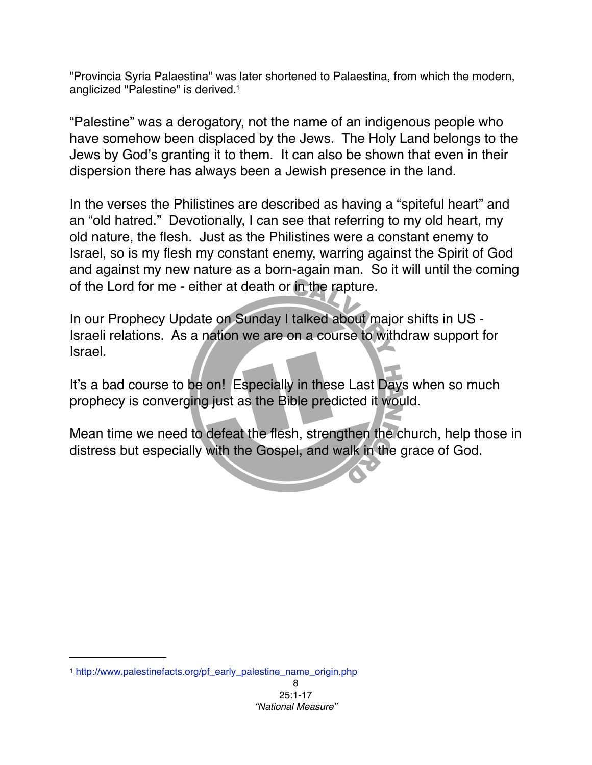"Provincia Syria Palaestina" was later shortened to Palaestina, from which the modern, anglicized "Palestine" is derived.[1]

“Palestine” was a derogatory, not the name of an indigenous people who have somehow been displaced by the Jews. The Holy Land belongs to the Jews by God’s granting it to them. It can also be shown that even in their dispersion there has always been a Jewish presence in the land.

In the verses the Philistines are described as having a “spiteful heart” and an “old hatred.” Devotionally, I can see that referring to my old heart, my old nature, the flesh. Just as the Philistines were a constant enemy to Israel, so is my flesh my constant enemy, warring against the Spirit of God and against my new nature as a born-again man. So it will until the coming of the Lord for me - either at death or in the rapture.

In our Prophecy Update on Sunday I talked about major shifts in US - Israeli relations. As a nation we are on a course to withdraw support for Israel.

It’s a bad course to be on! Especially in these Last Days when so much prophecy is converging just as the Bible predicted it would.

Mean time we need to defeat the flesh, strengthen the church, help those in distress but especially with the Gospel, and walk in the grace of God.

---

[1] http://www.palestinefacts.org/pf_early_palestine_name_origin.php